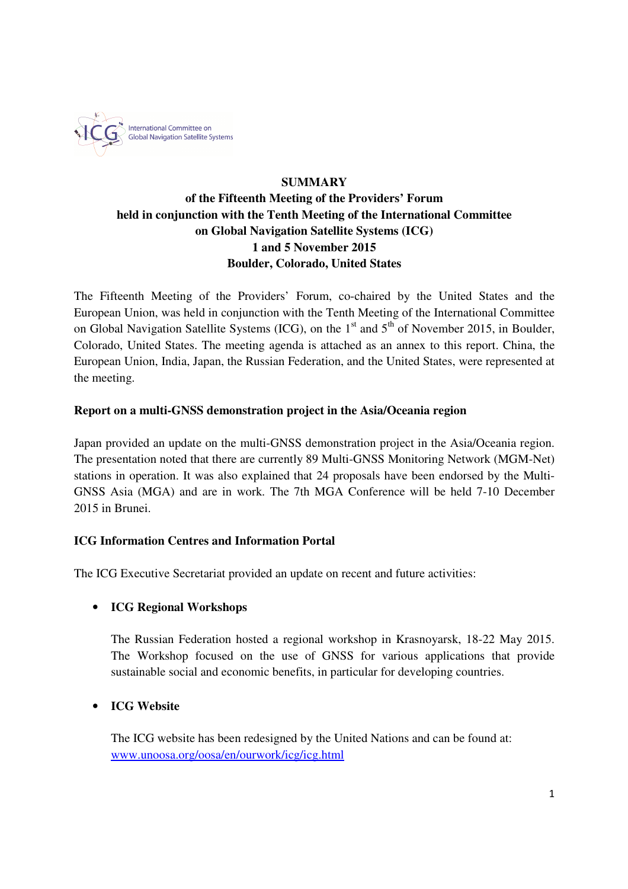**SUMMARY**
**of the Fifteenth Meeting of the Providers' Forum**
**held in conjunction with the Tenth Meeting of the International Committee on Global Navigation Satellite Systems (ICG)**
**1 and 5 November 2015**
**Boulder, Colorado, United States**

The Fifteenth Meeting of the Providers' Forum, co-chaired by the United States and the European Union, was held in conjunction with the Tenth Meeting of the International Committee on Global Navigation Satellite Systems (ICG), on the 1st and 5th of November 2015, in Boulder, Colorado, United States. The meeting agenda is attached as an annex to this report. China, the European Union, India, Japan, the Russian Federation, and the United States, were represented at the meeting.

**Report on a multi-GNSS demonstration project in the Asia/Oceania region**

Japan provided an update on the multi-GNSS demonstration project in the Asia/Oceania region. The presentation noted that there are currently 89 Multi-GNSS Monitoring Network (MGM-Net) stations in operation. It was also explained that 24 proposals have been endorsed by the Multi-GNSS Asia (MGA) and are in work. The 7th MGA Conference will be held 7-10 December 2015 in Brunei.

**ICG Information Centres and Information Portal**

The ICG Executive Secretariat provided an update on recent and future activities:

- **ICG Regional Workshops**

  The Russian Federation hosted a regional workshop in Krasnoyarsk, 18-22 May 2015. The Workshop focused on the use of GNSS for various applications that provide sustainable social and economic benefits, in particular for developing countries.

- **ICG Website**

  The ICG website has been redesigned by the United Nations and can be found at: www.unoosa.org/oosa/en/ourwork/icg/icg.html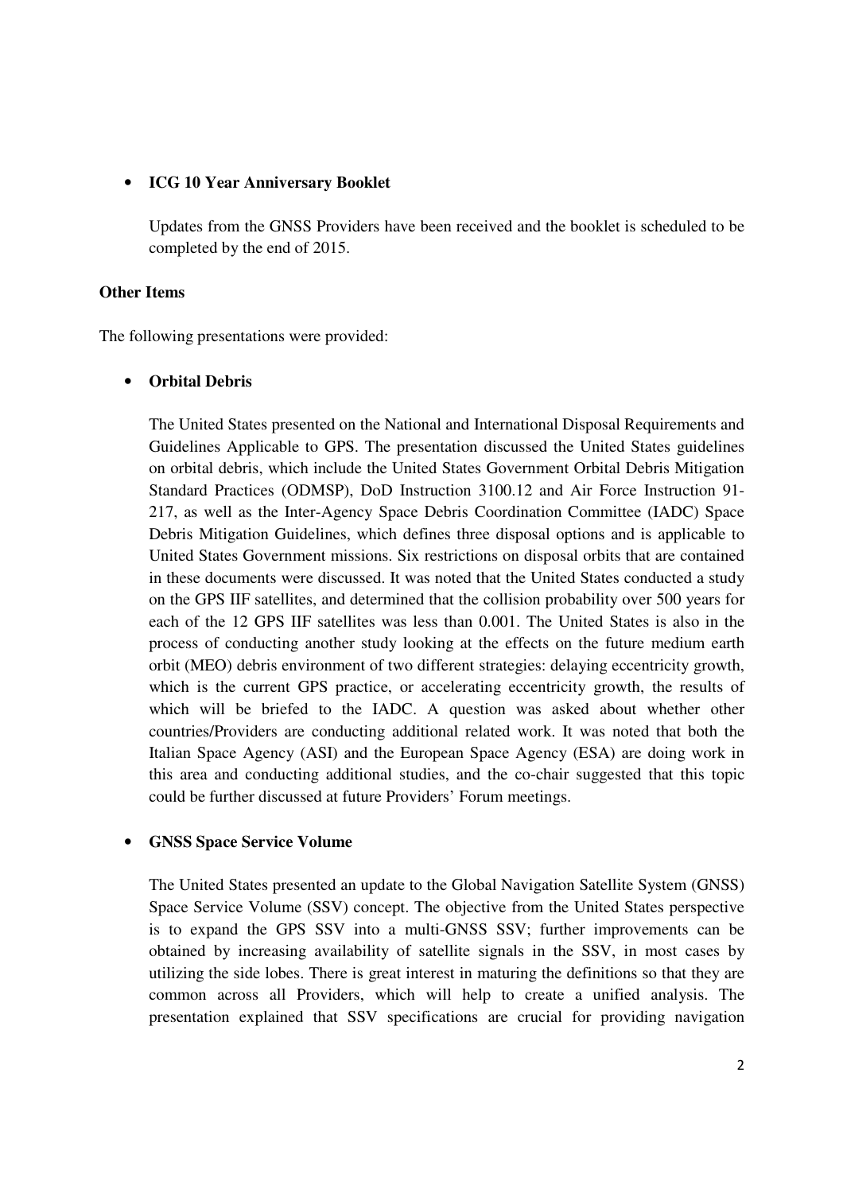- **ICG 10 Year Anniversary Booklet**

  Updates from the GNSS Providers have been received and the booklet is scheduled to be completed by the end of 2015.

**Other Items**

The following presentations were provided:

- **Orbital Debris**

  The United States presented on the National and International Disposal Requirements and Guidelines Applicable to GPS. The presentation discussed the United States guidelines on orbital debris, which include the United States Government Orbital Debris Mitigation Standard Practices (ODMSP), DoD Instruction 3100.12 and Air Force Instruction 91-217, as well as the Inter-Agency Space Debris Coordination Committee (IADC) Space Debris Mitigation Guidelines, which defines three disposal options and is applicable to United States Government missions. Six restrictions on disposal orbits that are contained in these documents were discussed. It was noted that the United States conducted a study on the GPS IIF satellites, and determined that the collision probability over 500 years for each of the 12 GPS IIF satellites was less than 0.001. The United States is also in the process of conducting another study looking at the effects on the future medium earth orbit (MEO) debris environment of two different strategies: delaying eccentricity growth, which is the current GPS practice, or accelerating eccentricity growth, the results of which will be briefed to the IADC. A question was asked about whether other countries/Providers are conducting additional related work. It was noted that both the Italian Space Agency (ASI) and the European Space Agency (ESA) are doing work in this area and conducting additional studies, and the co-chair suggested that this topic could be further discussed at future Providers' Forum meetings.

- **GNSS Space Service Volume**

  The United States presented an update to the Global Navigation Satellite System (GNSS) Space Service Volume (SSV) concept. The objective from the United States perspective is to expand the GPS SSV into a multi-GNSS SSV; further improvements can be obtained by increasing availability of satellite signals in the SSV, in most cases by utilizing the side lobes. There is great interest in maturing the definitions so that they are common across all Providers, which will help to create a unified analysis. The presentation explained that SSV specifications are crucial for providing navigation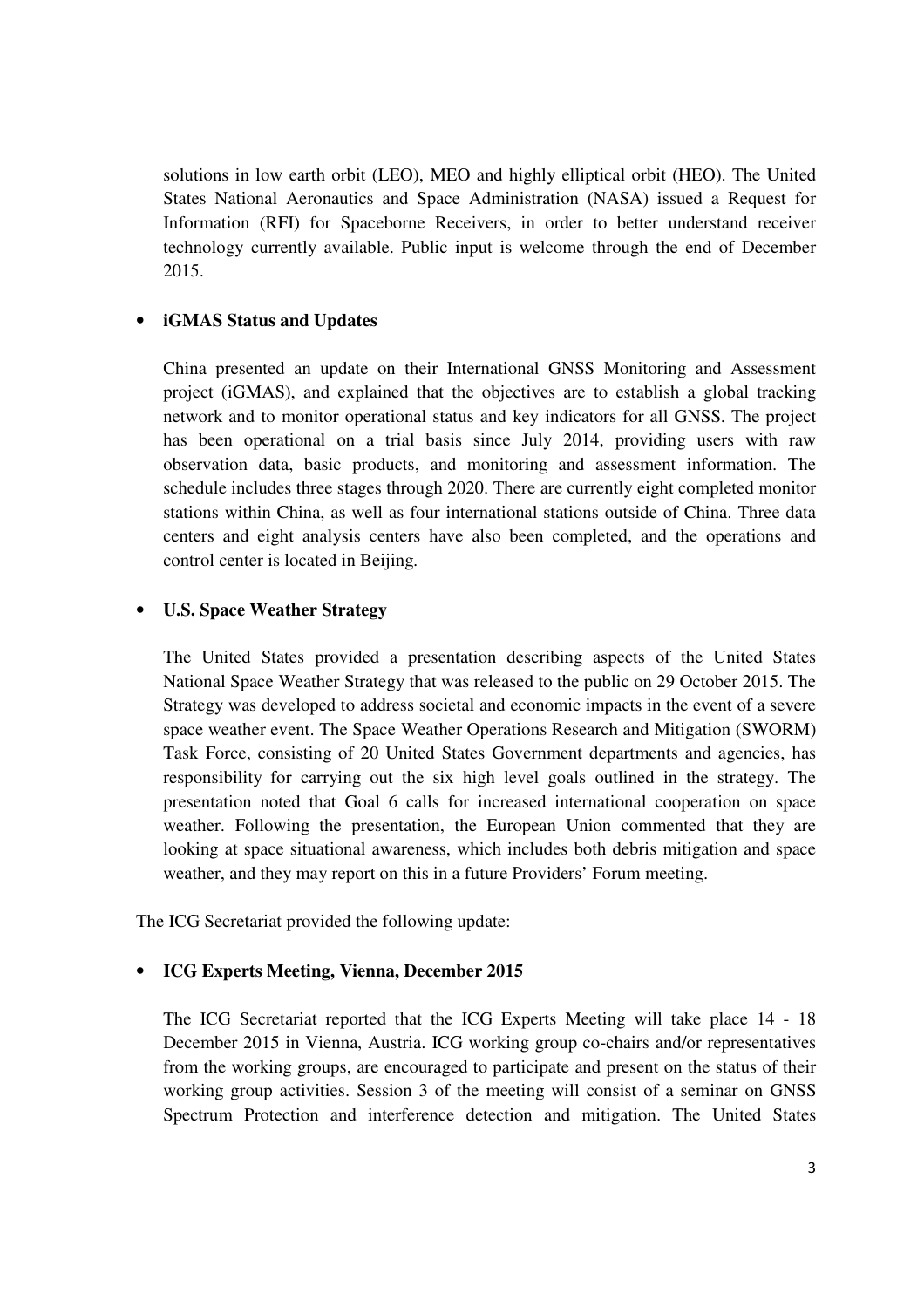solutions in low earth orbit (LEO), MEO and highly elliptical orbit (HEO). The United States National Aeronautics and Space Administration (NASA) issued a Request for Information (RFI) for Spaceborne Receivers, in order to better understand receiver technology currently available. Public input is welcome through the end of December 2015.

- **iGMAS Status and Updates**

  China presented an update on their International GNSS Monitoring and Assessment project (iGMAS), and explained that the objectives are to establish a global tracking network and to monitor operational status and key indicators for all GNSS. The project has been operational on a trial basis since July 2014, providing users with raw observation data, basic products, and monitoring and assessment information. The schedule includes three stages through 2020. There are currently eight completed monitor stations within China, as well as four international stations outside of China. Three data centers and eight analysis centers have also been completed, and the operations and control center is located in Beijing.

- **U.S. Space Weather Strategy**

  The United States provided a presentation describing aspects of the United States National Space Weather Strategy that was released to the public on 29 October 2015. The Strategy was developed to address societal and economic impacts in the event of a severe space weather event. The Space Weather Operations Research and Mitigation (SWORM) Task Force, consisting of 20 United States Government departments and agencies, has responsibility for carrying out the six high level goals outlined in the strategy. The presentation noted that Goal 6 calls for increased international cooperation on space weather. Following the presentation, the European Union commented that they are looking at space situational awareness, which includes both debris mitigation and space weather, and they may report on this in a future Providers' Forum meeting.

The ICG Secretariat provided the following update:

- **ICG Experts Meeting, Vienna, December 2015**

  The ICG Secretariat reported that the ICG Experts Meeting will take place 14 - 18 December 2015 in Vienna, Austria. ICG working group co-chairs and/or representatives from the working groups, are encouraged to participate and present on the status of their working group activities. Session 3 of the meeting will consist of a seminar on GNSS Spectrum Protection and interference detection and mitigation. The United States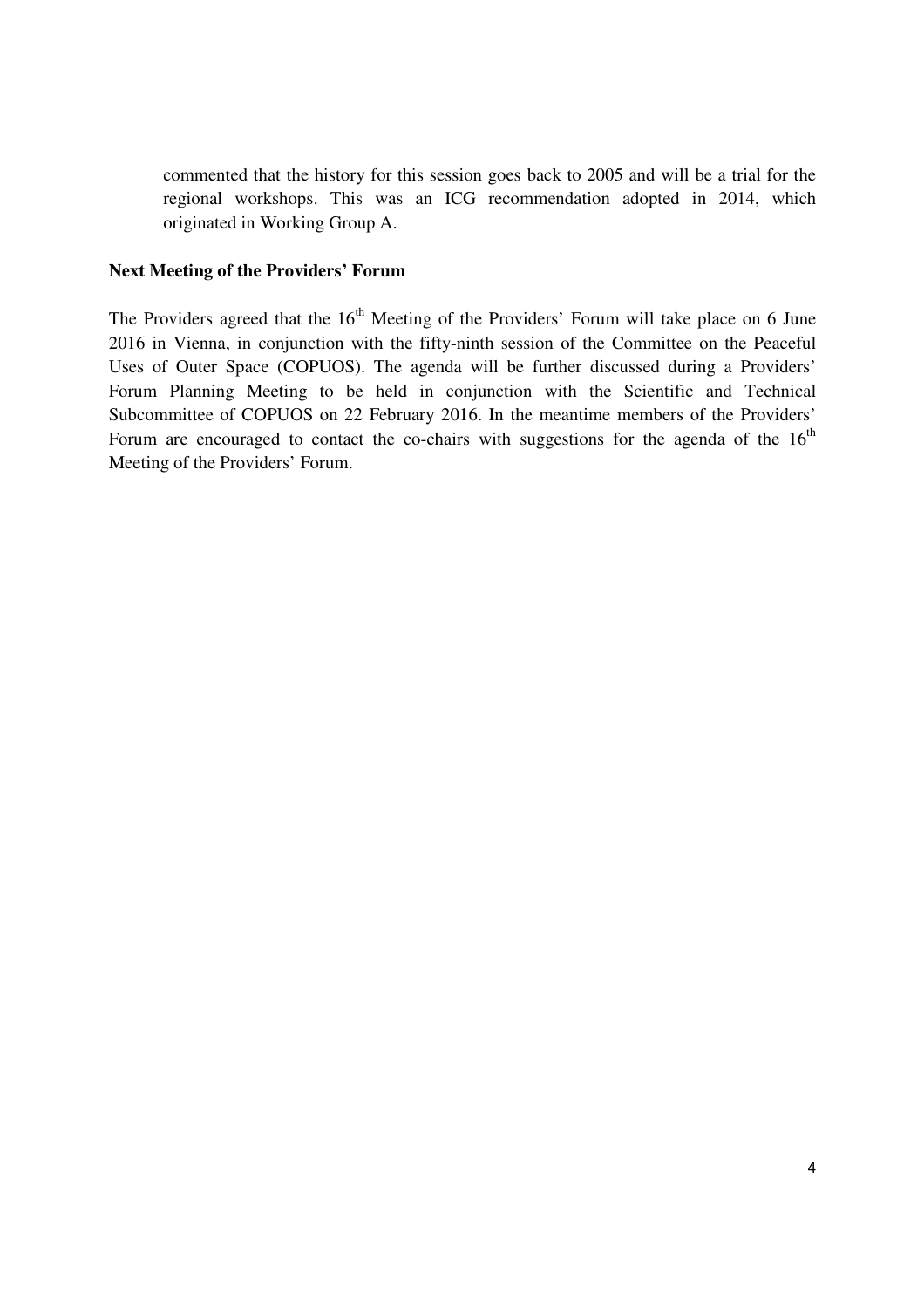commented that the history for this session goes back to 2005 and will be a trial for the regional workshops. This was an ICG recommendation adopted in 2014, which originated in Working Group A.

**Next Meeting of the Providers' Forum**

The Providers agreed that the 16th Meeting of the Providers' Forum will take place on 6 June 2016 in Vienna, in conjunction with the fifty-ninth session of the Committee on the Peaceful Uses of Outer Space (COPUOS). The agenda will be further discussed during a Providers' Forum Planning Meeting to be held in conjunction with the Scientific and Technical Subcommittee of COPUOS on 22 February 2016. In the meantime members of the Providers' Forum are encouraged to contact the co-chairs with suggestions for the agenda of the 16th Meeting of the Providers' Forum.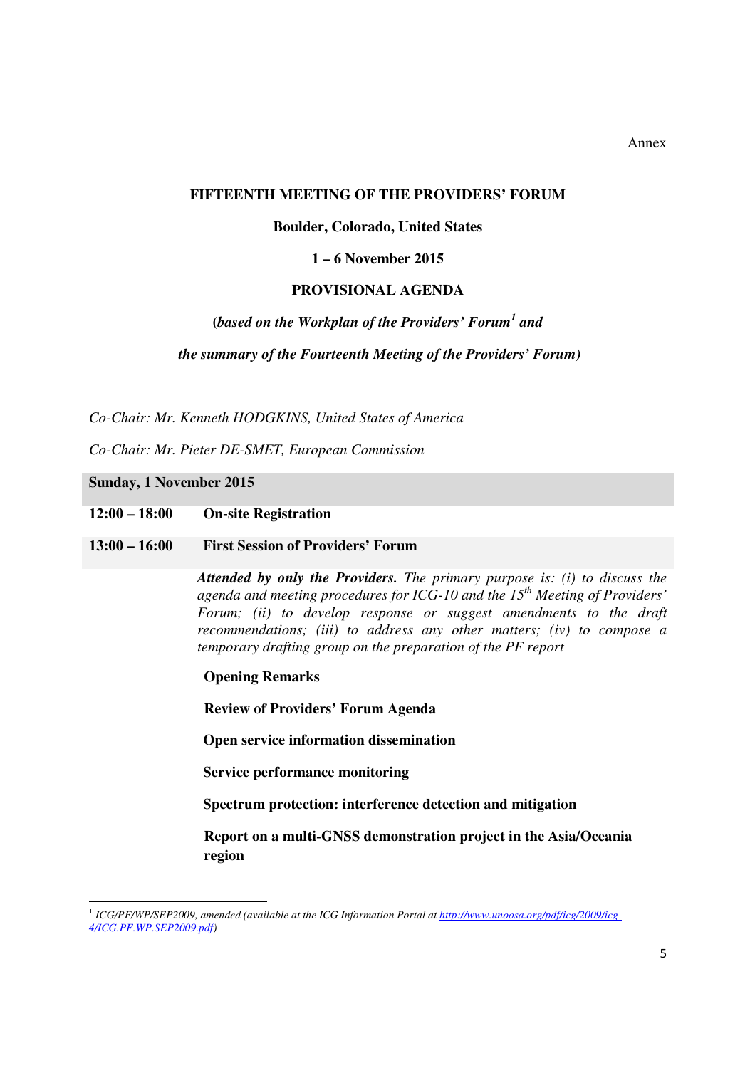Annex

**FIFTEENTH MEETING OF THE PROVIDERS' FORUM**

**Boulder, Colorado, United States**

**1 – 6 November 2015**

**PROVISIONAL AGENDA**

***(based on the Workplan of the Providers' Forum[1] and***

***the summary of the Fourteenth Meeting of the Providers' Forum)***

*Co-Chair: Mr. Kenneth HODGKINS, United States of America*

*Co-Chair: Mr. Pieter DE-SMET, European Commission*

**Sunday, 1 November 2015**

**12:00 – 18:00** **On-site Registration**

**13:00 – 16:00** **First Session of Providers' Forum**

***Attended by only the Providers.*** *The primary purpose is: (i) to discuss the agenda and meeting procedures for ICG-10 and the 15th Meeting of Providers' Forum; (ii) to develop response or suggest amendments to the draft recommendations; (iii) to address any other matters; (iv) to compose a temporary drafting group on the preparation of the PF report*

**Opening Remarks**

**Review of Providers' Forum Agenda**

**Open service information dissemination**

**Service performance monitoring**

**Spectrum protection: interference detection and mitigation**

**Report on a multi-GNSS demonstration project in the Asia/Oceania region**

---

[1] *ICG/PF/WP/SEP2009, amended (available at the ICG Information Portal at http://www.unoosa.org/pdf/icg/2009/icg-4/ICG.PF.WP.SEP2009.pdf)*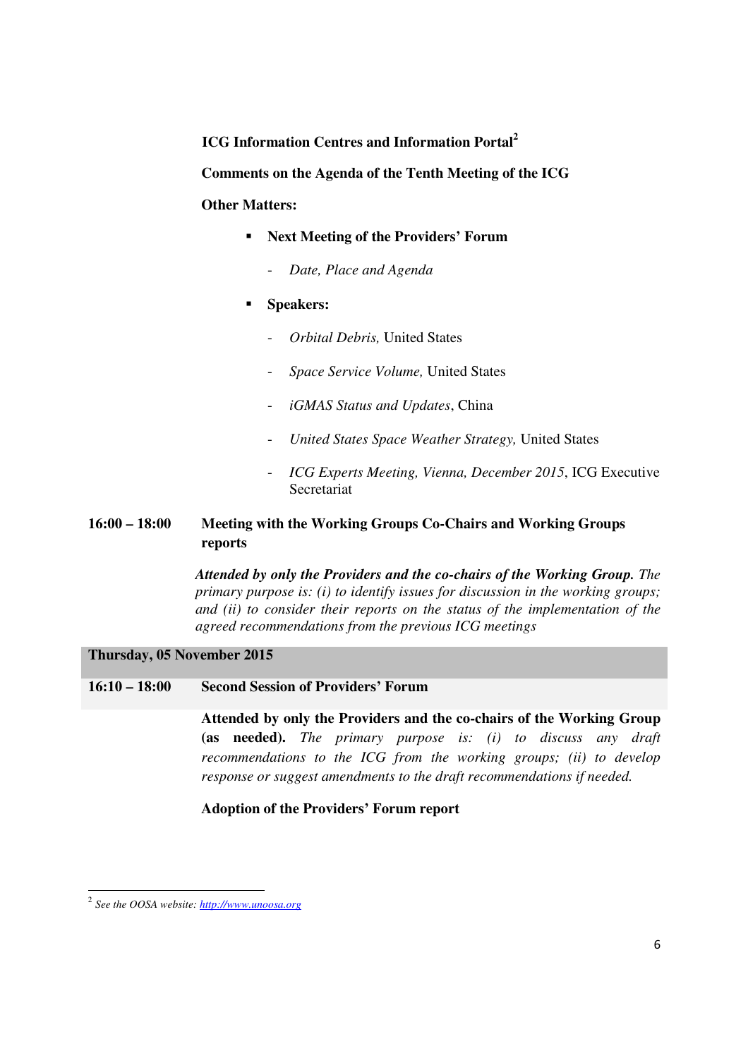**ICG Information Centres and Information Portal**[2]

**Comments on the Agenda of the Tenth Meeting of the ICG**

**Other Matters:**

- **Next Meeting of the Providers' Forum**
  - *Date, Place and Agenda*
- **Speakers:**
  - *Orbital Debris,* United States
  - *Space Service Volume,* United States
  - *iGMAS Status and Updates*, China
  - *United States Space Weather Strategy,* United States
  - *ICG Experts Meeting, Vienna, December 2015*, ICG Executive Secretariat

**16:00 – 18:00 Meeting with the Working Groups Co-Chairs and Working Groups reports**

***Attended by only the Providers and the co-chairs of the Working Group.*** *The primary purpose is: (i) to identify issues for discussion in the working groups; and (ii) to consider their reports on the status of the implementation of the agreed recommendations from the previous ICG meetings*

**Thursday, 05 November 2015**

**16:10 – 18:00 Second Session of Providers' Forum**

**Attended by only the Providers and the co-chairs of the Working Group (as needed).** *The primary purpose is: (i) to discuss any draft recommendations to the ICG from the working groups; (ii) to develop response or suggest amendments to the draft recommendations if needed.*

**Adoption of the Providers' Forum report**

---

[2] *See the OOSA website: http://www.unoosa.org*